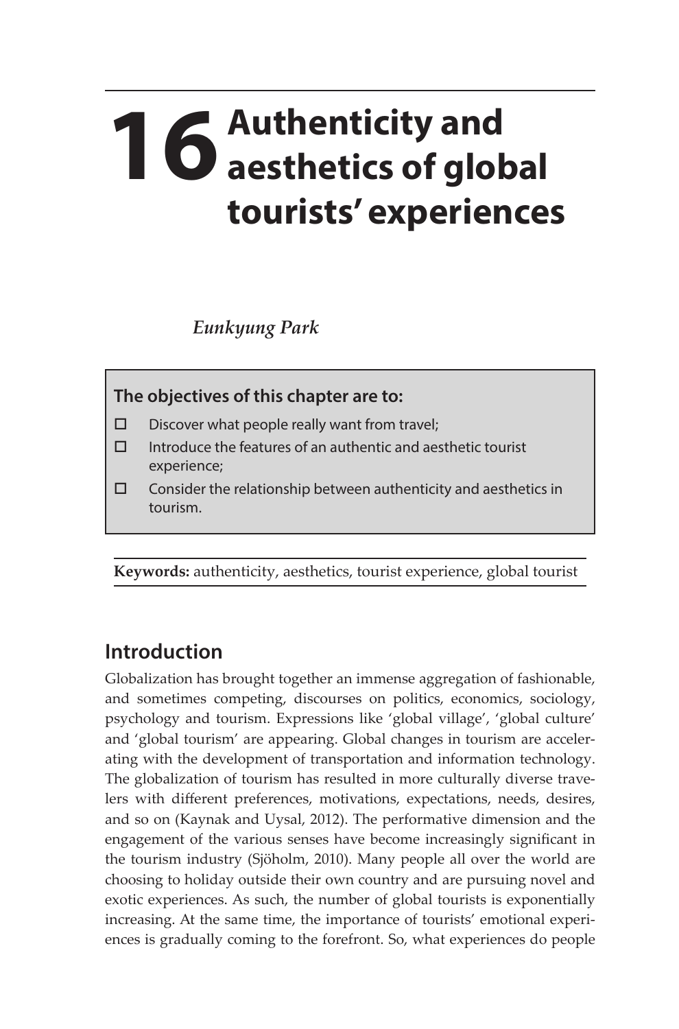# 16 Authenticity and aesthetics of global tourists' experiences

*Eunkyung Park*

**The objectives of this chapter are to:**

- ☐ Discover what people really want from travel;
- ☐ Introduce the features of an authentic and aesthetic tourist experience;
- ☐ Consider the relationship between authenticity and aesthetics in tourism.

**Keywords:** authenticity, aesthetics, tourist experience, global tourist

## Introduction

Globalization has brought together an immense aggregation of fashionable, and sometimes competing, discourses on politics, economics, sociology, psychology and tourism. Expressions like 'global village', 'global culture' and 'global tourism' are appearing. Global changes in tourism are accelerating with the development of transportation and information technology. The globalization of tourism has resulted in more culturally diverse travelers with different preferences, motivations, expectations, needs, desires, and so on (Kaynak and Uysal, 2012). The performative dimension and the engagement of the various senses have become increasingly significant in the tourism industry (Sjöholm, 2010). Many people all over the world are choosing to holiday outside their own country and are pursuing novel and exotic experiences. As such, the number of global tourists is exponentially increasing. At the same time, the importance of tourists' emotional experiences is gradually coming to the forefront. So, what experiences do people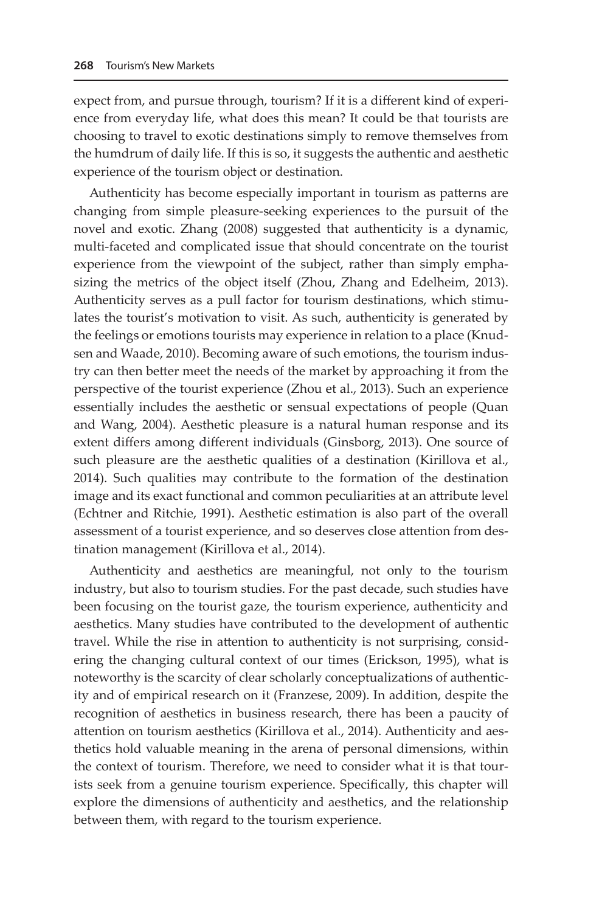expect from, and pursue through, tourism? If it is a different kind of experience from everyday life, what does this mean? It could be that tourists are choosing to travel to exotic destinations simply to remove themselves from the humdrum of daily life. If this is so, it suggests the authentic and aesthetic experience of the tourism object or destination.

Authenticity has become especially important in tourism as patterns are changing from simple pleasure-seeking experiences to the pursuit of the novel and exotic. Zhang (2008) suggested that authenticity is a dynamic, multi-faceted and complicated issue that should concentrate on the tourist experience from the viewpoint of the subject, rather than simply emphasizing the metrics of the object itself (Zhou, Zhang and Edelheim, 2013). Authenticity serves as a pull factor for tourism destinations, which stimulates the tourist's motivation to visit. As such, authenticity is generated by the feelings or emotions tourists may experience in relation to a place (Knudsen and Waade, 2010). Becoming aware of such emotions, the tourism industry can then better meet the needs of the market by approaching it from the perspective of the tourist experience (Zhou et al., 2013). Such an experience essentially includes the aesthetic or sensual expectations of people (Quan and Wang, 2004). Aesthetic pleasure is a natural human response and its extent differs among different individuals (Ginsborg, 2013). One source of such pleasure are the aesthetic qualities of a destination (Kirillova et al., 2014). Such qualities may contribute to the formation of the destination image and its exact functional and common peculiarities at an attribute level (Echtner and Ritchie, 1991). Aesthetic estimation is also part of the overall assessment of a tourist experience, and so deserves close attention from destination management (Kirillova et al., 2014).

Authenticity and aesthetics are meaningful, not only to the tourism industry, but also to tourism studies. For the past decade, such studies have been focusing on the tourist gaze, the tourism experience, authenticity and aesthetics. Many studies have contributed to the development of authentic travel. While the rise in attention to authenticity is not surprising, considering the changing cultural context of our times (Erickson, 1995), what is noteworthy is the scarcity of clear scholarly conceptualizations of authenticity and of empirical research on it (Franzese, 2009). In addition, despite the recognition of aesthetics in business research, there has been a paucity of attention on tourism aesthetics (Kirillova et al., 2014). Authenticity and aesthetics hold valuable meaning in the arena of personal dimensions, within the context of tourism. Therefore, we need to consider what it is that tourists seek from a genuine tourism experience. Specifically, this chapter will explore the dimensions of authenticity and aesthetics, and the relationship between them, with regard to the tourism experience.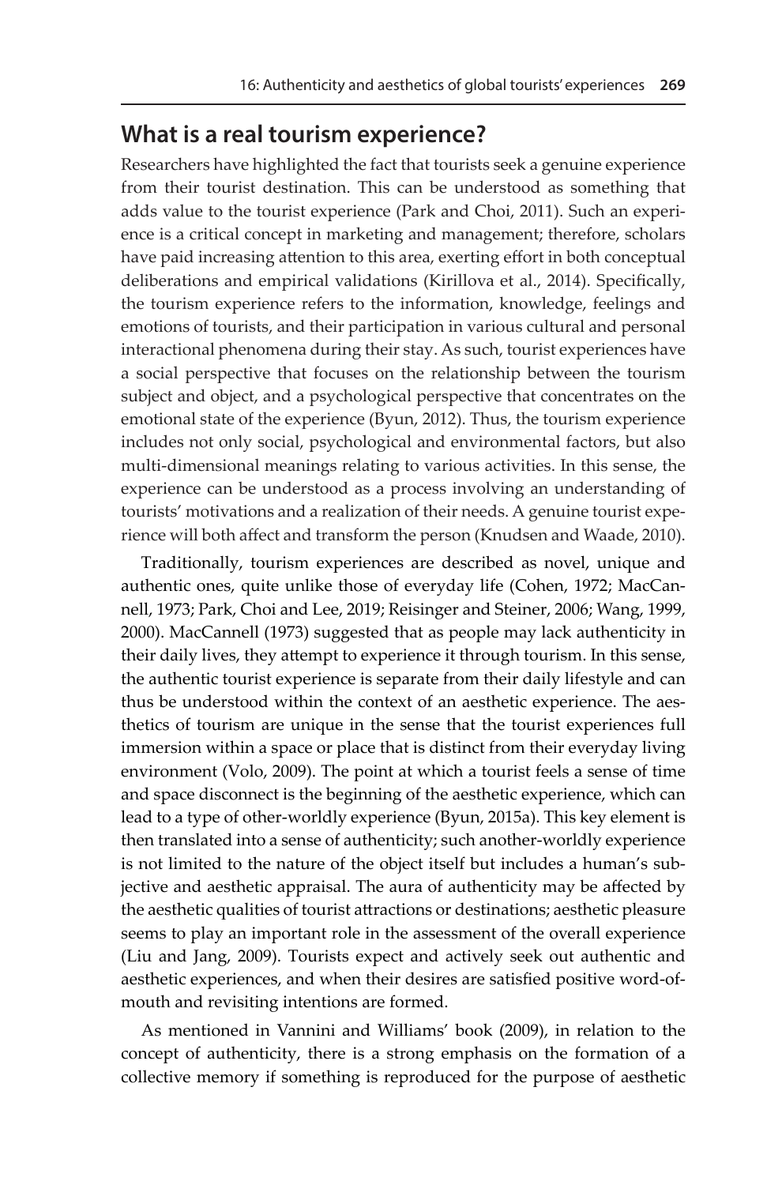## What is a real tourism experience?

Researchers have highlighted the fact that tourists seek a genuine experience from their tourist destination. This can be understood as something that adds value to the tourist experience (Park and Choi, 2011). Such an experience is a critical concept in marketing and management; therefore, scholars have paid increasing attention to this area, exerting effort in both conceptual deliberations and empirical validations (Kirillova et al., 2014). Specifically, the tourism experience refers to the information, knowledge, feelings and emotions of tourists, and their participation in various cultural and personal interactional phenomena during their stay. As such, tourist experiences have a social perspective that focuses on the relationship between the tourism subject and object, and a psychological perspective that concentrates on the emotional state of the experience (Byun, 2012). Thus, the tourism experience includes not only social, psychological and environmental factors, but also multi-dimensional meanings relating to various activities. In this sense, the experience can be understood as a process involving an understanding of tourists' motivations and a realization of their needs. A genuine tourist experience will both affect and transform the person (Knudsen and Waade, 2010).

Traditionally, tourism experiences are described as novel, unique and authentic ones, quite unlike those of everyday life (Cohen, 1972; MacCannell, 1973; Park, Choi and Lee, 2019; Reisinger and Steiner, 2006; Wang, 1999, 2000). MacCannell (1973) suggested that as people may lack authenticity in their daily lives, they attempt to experience it through tourism. In this sense, the authentic tourist experience is separate from their daily lifestyle and can thus be understood within the context of an aesthetic experience. The aesthetics of tourism are unique in the sense that the tourist experiences full immersion within a space or place that is distinct from their everyday living environment (Volo, 2009). The point at which a tourist feels a sense of time and space disconnect is the beginning of the aesthetic experience, which can lead to a type of other-worldly experience (Byun, 2015a). This key element is then translated into a sense of authenticity; such another-worldly experience is not limited to the nature of the object itself but includes a human's subjective and aesthetic appraisal. The aura of authenticity may be affected by the aesthetic qualities of tourist attractions or destinations; aesthetic pleasure seems to play an important role in the assessment of the overall experience (Liu and Jang, 2009). Tourists expect and actively seek out authentic and aesthetic experiences, and when their desires are satisfied positive word-of-mouth and revisiting intentions are formed.

As mentioned in Vannini and Williams' book (2009), in relation to the concept of authenticity, there is a strong emphasis on the formation of a collective memory if something is reproduced for the purpose of aesthetic